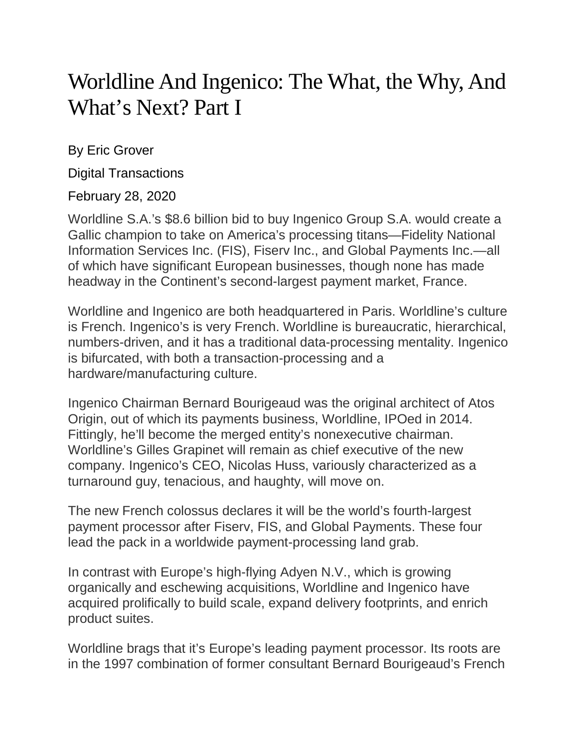# Worldline And Ingenico: The What, the Why, And What's Next? Part I

By Eric Grover

Digital Transactions

February 28, 2020

Worldline S.A.'s $8.6 billion bid to buy Ingenico Group S.A. would create a Gallic champion to take on America's processing titans—Fidelity National Information Services Inc. (FIS), Fiserv Inc., and Global Payments Inc.—all of which have significant European businesses, though none has made headway in the Continent's second-largest payment market, France.

Worldline and Ingenico are both headquartered in Paris. Worldline's culture is French. Ingenico's is very French. Worldline is bureaucratic, hierarchical, numbers-driven, and it has a traditional data-processing mentality. Ingenico is bifurcated, with both a transaction-processing and a hardware/manufacturing culture.

Ingenico Chairman Bernard Bourigeaud was the original architect of Atos Origin, out of which its payments business, Worldline, IPOed in 2014. Fittingly, he'll become the merged entity's nonexecutive chairman. Worldline's Gilles Grapinet will remain as chief executive of the new company. Ingenico's CEO, Nicolas Huss, variously characterized as a turnaround guy, tenacious, and haughty, will move on.

The new French colossus declares it will be the world's fourth-largest payment processor after Fiserv, FIS, and Global Payments. These four lead the pack in a worldwide payment-processing land grab.

In contrast with Europe's high-flying Adyen N.V., which is growing organically and eschewing acquisitions, Worldline and Ingenico have acquired prolifically to build scale, expand delivery footprints, and enrich product suites.

Worldline brags that it's Europe's leading payment processor. Its roots are in the 1997 combination of former consultant Bernard Bourigeaud's French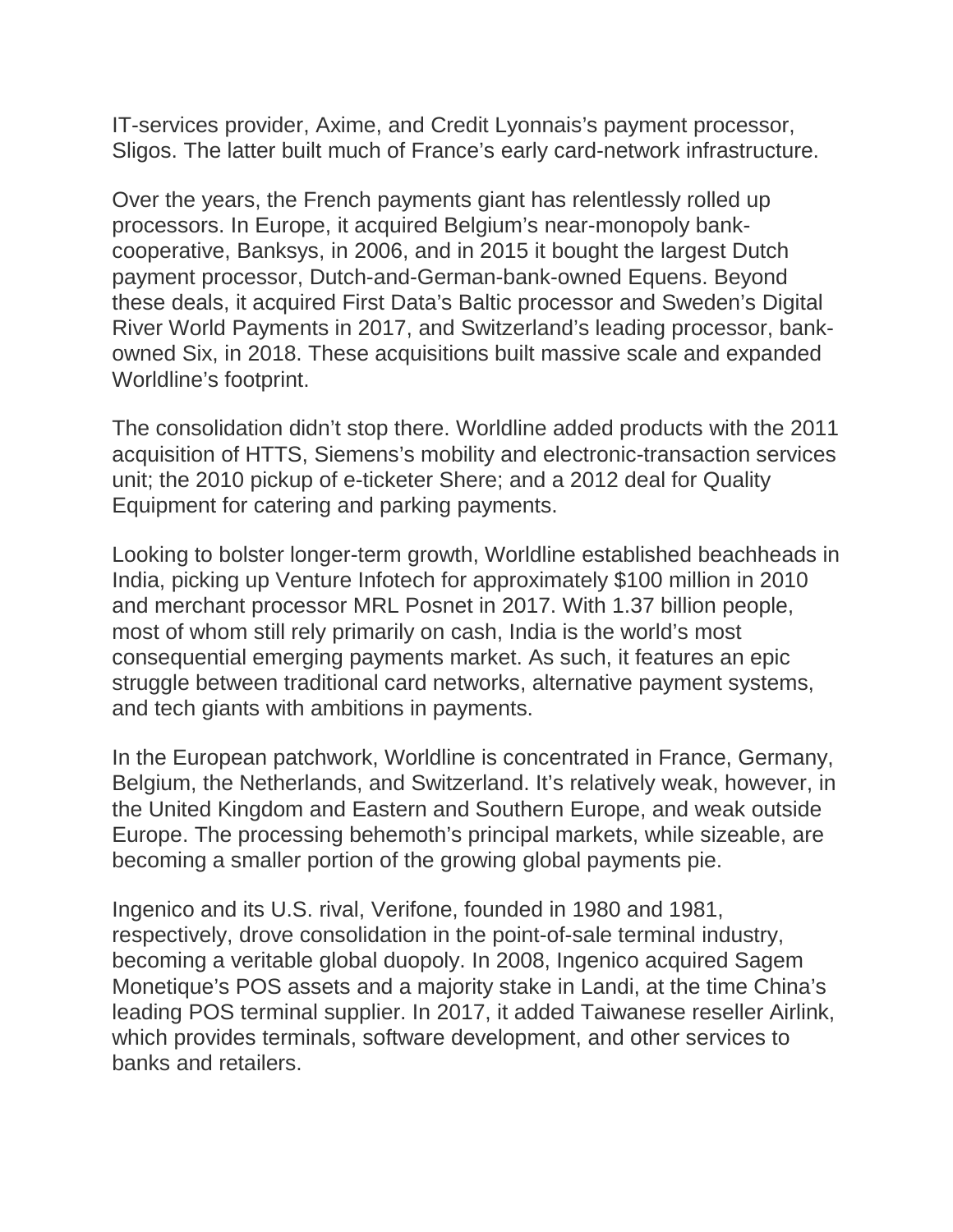IT-services provider, Axime, and Credit Lyonnais's payment processor, Sligos. The latter built much of France's early card-network infrastructure.

Over the years, the French payments giant has relentlessly rolled up processors. In Europe, it acquired Belgium's near-monopoly bank-cooperative, Banksys, in 2006, and in 2015 it bought the largest Dutch payment processor, Dutch-and-German-bank-owned Equens. Beyond these deals, it acquired First Data's Baltic processor and Sweden's Digital River World Payments in 2017, and Switzerland's leading processor, bank-owned Six, in 2018. These acquisitions built massive scale and expanded Worldline's footprint.

The consolidation didn't stop there. Worldline added products with the 2011 acquisition of HTTS, Siemens's mobility and electronic-transaction services unit; the 2010 pickup of e-ticketer Shere; and a 2012 deal for Quality Equipment for catering and parking payments.

Looking to bolster longer-term growth, Worldline established beachheads in India, picking up Venture Infotech for approximately $100 million in 2010 and merchant processor MRL Posnet in 2017. With 1.37 billion people, most of whom still rely primarily on cash, India is the world's most consequential emerging payments market. As such, it features an epic struggle between traditional card networks, alternative payment systems, and tech giants with ambitions in payments.

In the European patchwork, Worldline is concentrated in France, Germany, Belgium, the Netherlands, and Switzerland. It's relatively weak, however, in the United Kingdom and Eastern and Southern Europe, and weak outside Europe. The processing behemoth's principal markets, while sizeable, are becoming a smaller portion of the growing global payments pie.

Ingenico and its U.S. rival, Verifone, founded in 1980 and 1981, respectively, drove consolidation in the point-of-sale terminal industry, becoming a veritable global duopoly. In 2008, Ingenico acquired Sagem Monetique's POS assets and a majority stake in Landi, at the time China's leading POS terminal supplier. In 2017, it added Taiwanese reseller Airlink, which provides terminals, software development, and other services to banks and retailers.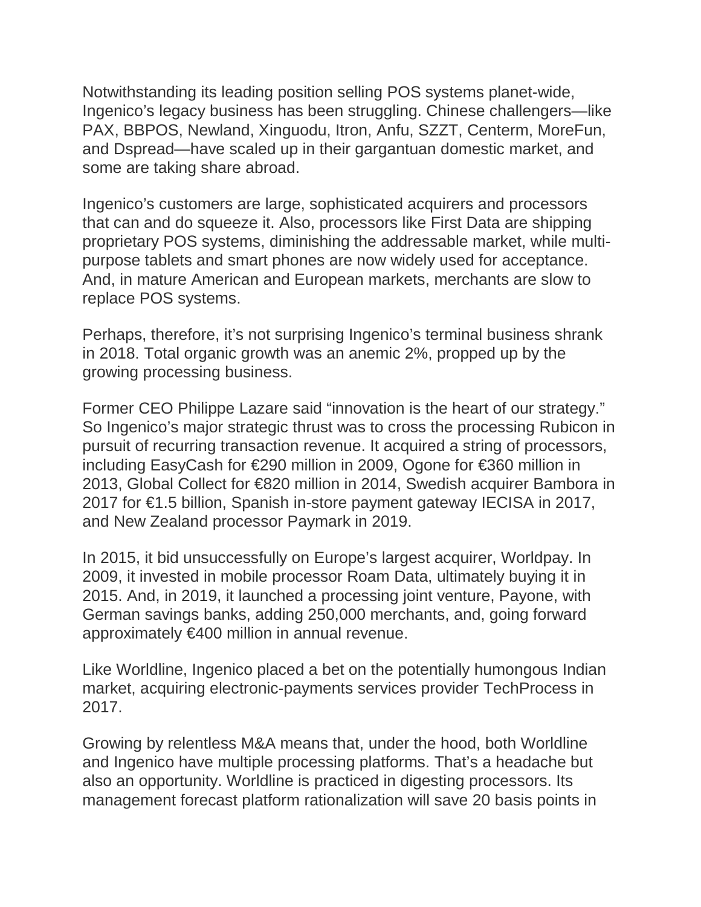Notwithstanding its leading position selling POS systems planet-wide, Ingenico's legacy business has been struggling. Chinese challengers—like PAX, BBPOS, Newland, Xinguodu, Itron, Anfu, SZZT, Centerm, MoreFun, and Dspread—have scaled up in their gargantuan domestic market, and some are taking share abroad.

Ingenico's customers are large, sophisticated acquirers and processors that can and do squeeze it. Also, processors like First Data are shipping proprietary POS systems, diminishing the addressable market, while multi-purpose tablets and smart phones are now widely used for acceptance. And, in mature American and European markets, merchants are slow to replace POS systems.

Perhaps, therefore, it's not surprising Ingenico's terminal business shrank in 2018. Total organic growth was an anemic 2%, propped up by the growing processing business.

Former CEO Philippe Lazare said "innovation is the heart of our strategy." So Ingenico's major strategic thrust was to cross the processing Rubicon in pursuit of recurring transaction revenue. It acquired a string of processors, including EasyCash for €290 million in 2009, Ogone for €360 million in 2013, Global Collect for €820 million in 2014, Swedish acquirer Bambora in 2017 for €1.5 billion, Spanish in-store payment gateway IECISA in 2017, and New Zealand processor Paymark in 2019.

In 2015, it bid unsuccessfully on Europe's largest acquirer, Worldpay. In 2009, it invested in mobile processor Roam Data, ultimately buying it in 2015. And, in 2019, it launched a processing joint venture, Payone, with German savings banks, adding 250,000 merchants, and, going forward approximately €400 million in annual revenue.

Like Worldline, Ingenico placed a bet on the potentially humongous Indian market, acquiring electronic-payments services provider TechProcess in 2017.

Growing by relentless M&A means that, under the hood, both Worldline and Ingenico have multiple processing platforms. That's a headache but also an opportunity. Worldline is practiced in digesting processors. Its management forecast platform rationalization will save 20 basis points in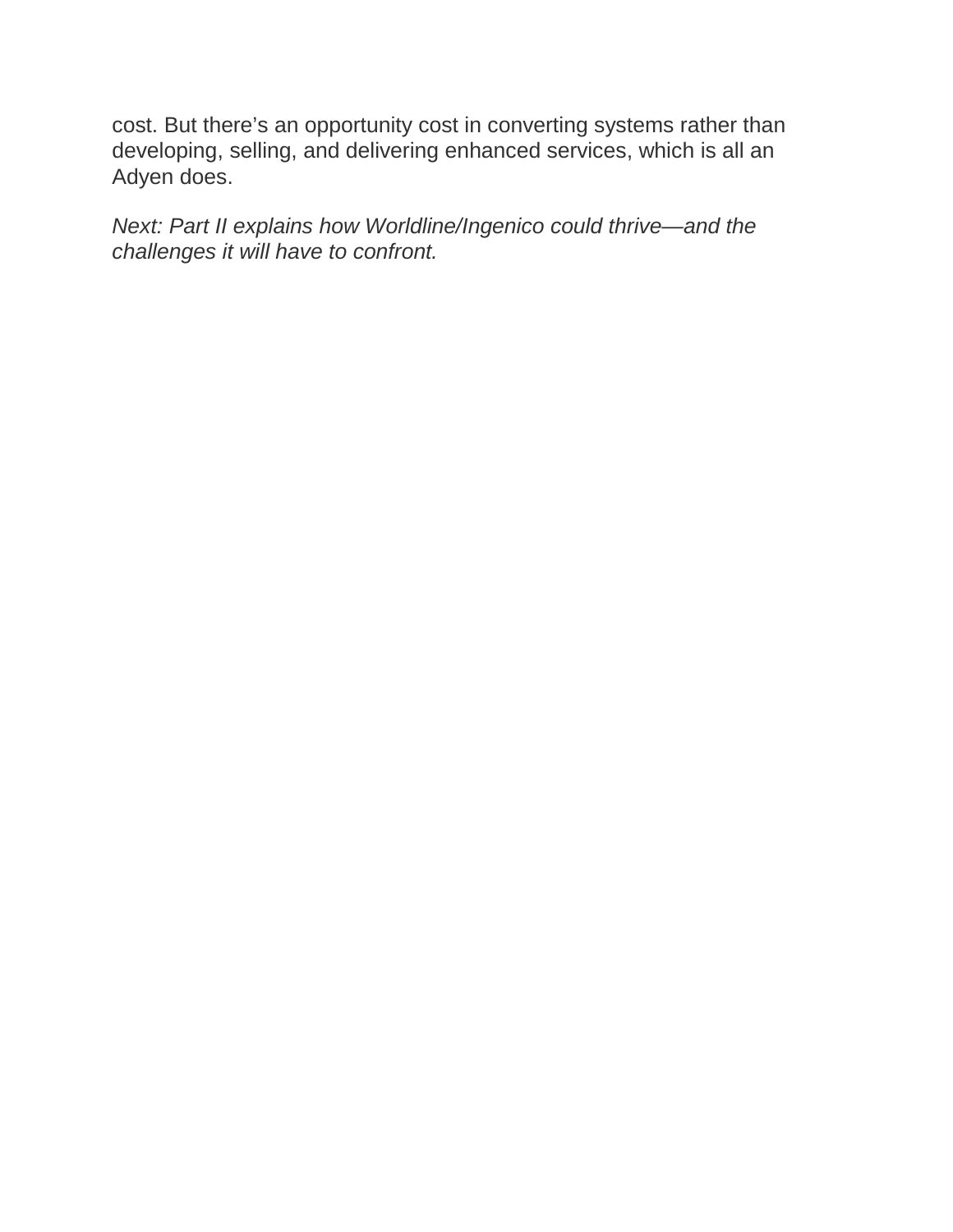cost. But there’s an opportunity cost in converting systems rather than developing, selling, and delivering enhanced services, which is all an Adyen does.

*Next: Part II explains how Worldline/Ingenico could thrive—and the challenges it will have to confront.*